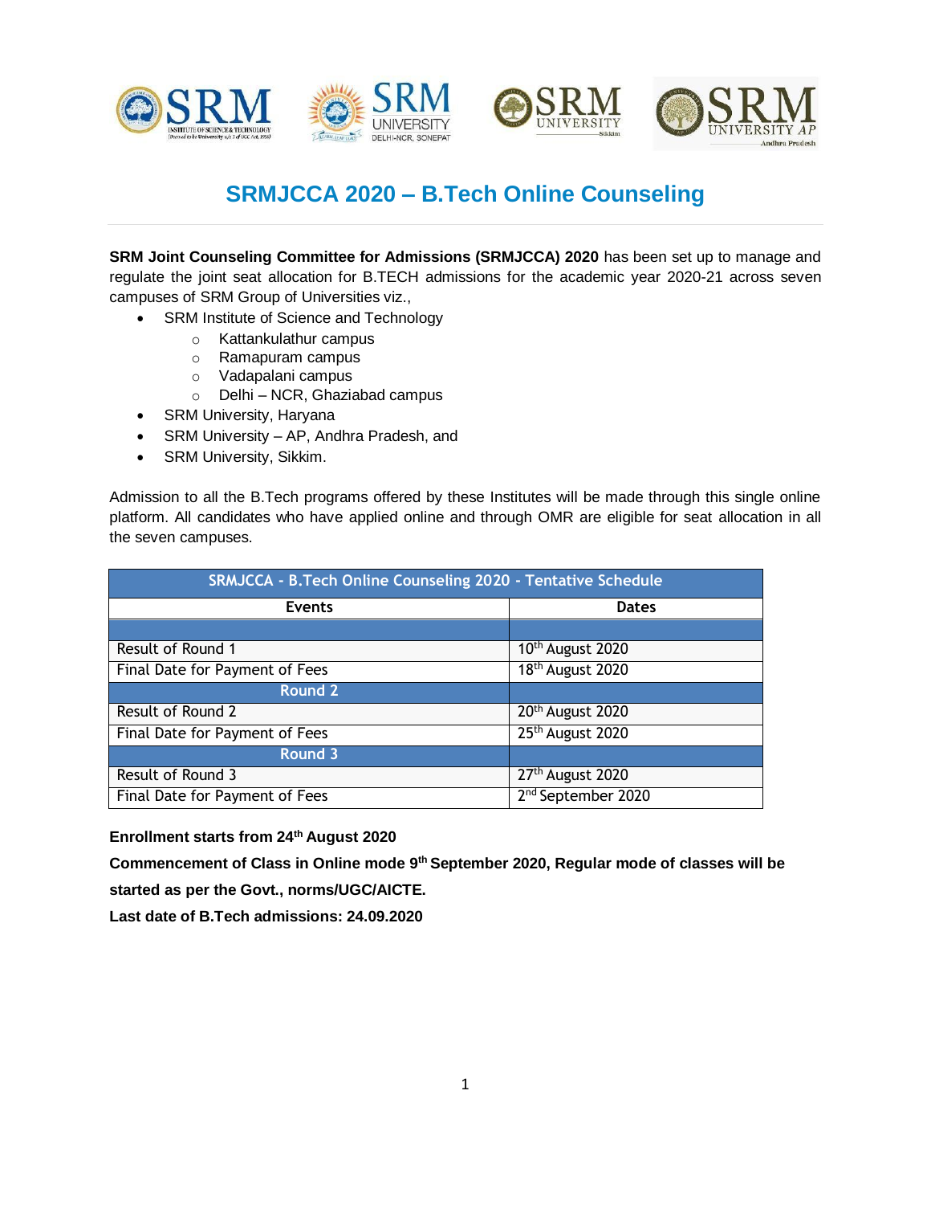# SRMJCCA 2020 – B.Tech Online Counseling

**SRM Joint Counseling Committee for Admissions (SRMJCCA) 2020** has been set up to manage and regulate the joint seat allocation for B.TECH admissions for the academic year 2020-21 across seven campuses of SRM Group of Universities viz.,

- SRM Institute of Science and Technology
  - Kattankulathur campus
  - Ramapuram campus
  - Vadapalani campus
  - Delhi – NCR, Ghaziabad campus
- SRM University, Haryana
- SRM University – AP, Andhra Pradesh, and
- SRM University, Sikkim.

Admission to all the B.Tech programs offered by these Institutes will be made through this single online platform. All candidates who have applied online and through OMR are eligible for seat allocation in all the seven campuses.

| SRMJCCA - B.Tech Online Counseling 2020 - Tentative Schedule | |
|---|---|
| **Events** | **Dates** |
| | |
| Result of Round 1 | 10th August 2020 |
| Final Date for Payment of Fees | 18th August 2020 |
| **Round 2** | |
| Result of Round 2 | 20th August 2020 |
| Final Date for Payment of Fees | 25th August 2020 |
| **Round 3** | |
| Result of Round 3 | 27th August 2020 |
| Final Date for Payment of Fees | 2nd September 2020 |

**Enrollment starts from 24th August 2020**

**Commencement of Class in Online mode 9th September 2020, Regular mode of classes will be started as per the Govt., norms/UGC/AICTE.**

**Last date of B.Tech admissions: 24.09.2020**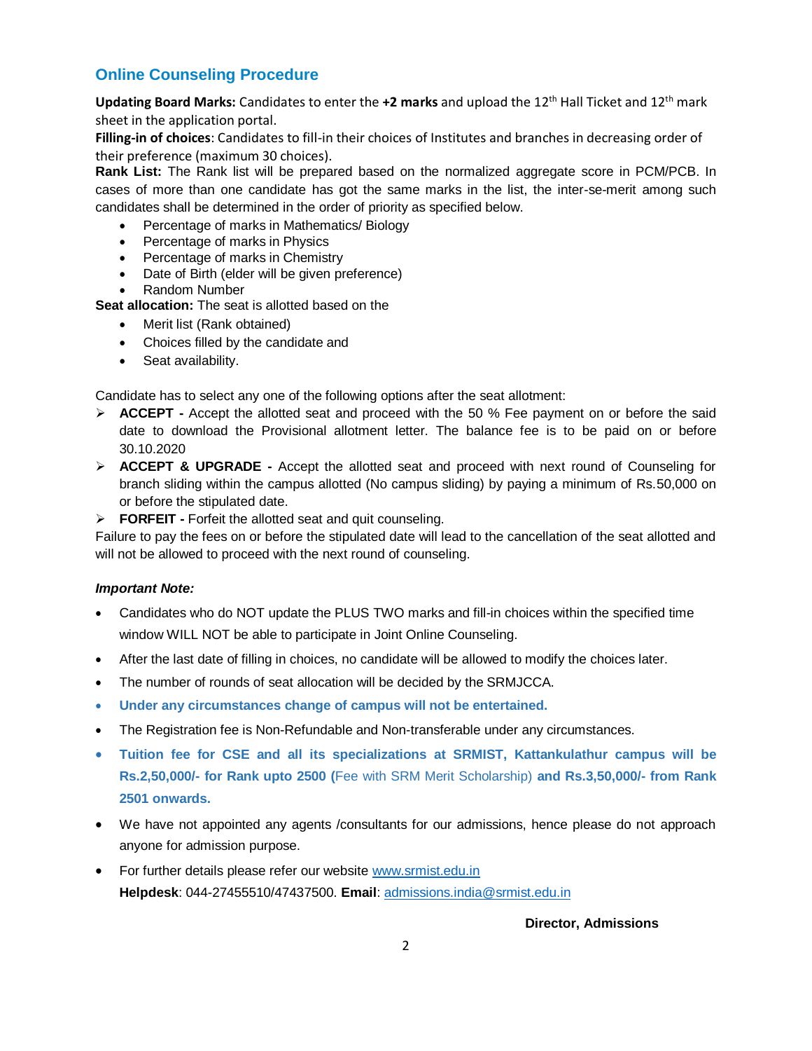## Online Counseling Procedure

**Updating Board Marks:** Candidates to enter the **+2 marks** and upload the 12th Hall Ticket and 12th mark sheet in the application portal.

**Filling-in of choices**: Candidates to fill-in their choices of Institutes and branches in decreasing order of their preference (maximum 30 choices).

**Rank List:** The Rank list will be prepared based on the normalized aggregate score in PCM/PCB. In cases of more than one candidate has got the same marks in the list, the inter-se-merit among such candidates shall be determined in the order of priority as specified below.

- Percentage of marks in Mathematics/ Biology
- Percentage of marks in Physics
- Percentage of marks in Chemistry
- Date of Birth (elder will be given preference)
- Random Number

**Seat allocation:** The seat is allotted based on the

- Merit list (Rank obtained)
- Choices filled by the candidate and
- Seat availability.

Candidate has to select any one of the following options after the seat allotment:

- **ACCEPT -** Accept the allotted seat and proceed with the 50 % Fee payment on or before the said date to download the Provisional allotment letter. The balance fee is to be paid on or before 30.10.2020
- **ACCEPT & UPGRADE -** Accept the allotted seat and proceed with next round of Counseling for branch sliding within the campus allotted (No campus sliding) by paying a minimum of Rs.50,000 on or before the stipulated date.
- **FORFEIT -** Forfeit the allotted seat and quit counseling.

Failure to pay the fees on or before the stipulated date will lead to the cancellation of the seat allotted and will not be allowed to proceed with the next round of counseling.

***Important Note:***

- Candidates who do NOT update the PLUS TWO marks and fill-in choices within the specified time window WILL NOT be able to participate in Joint Online Counseling.
- After the last date of filling in choices, no candidate will be allowed to modify the choices later.
- The number of rounds of seat allocation will be decided by the SRMJCCA.
- **Under any circumstances change of campus will not be entertained.**
- The Registration fee is Non-Refundable and Non-transferable under any circumstances.
- **Tuition fee for CSE and all its specializations at SRMIST, Kattankulathur campus will be Rs.2,50,000/- for Rank upto 2500 (**Fee with SRM Merit Scholarship) **and Rs.3,50,000/- from Rank 2501 onwards.**
- We have not appointed any agents /consultants for our admissions, hence please do not approach anyone for admission purpose.
- For further details please refer our website www.srmist.edu.in
  **Helpdesk**: 044-27455510/47437500. **Email**: admissions.india@srmist.edu.in

**Director, Admissions**